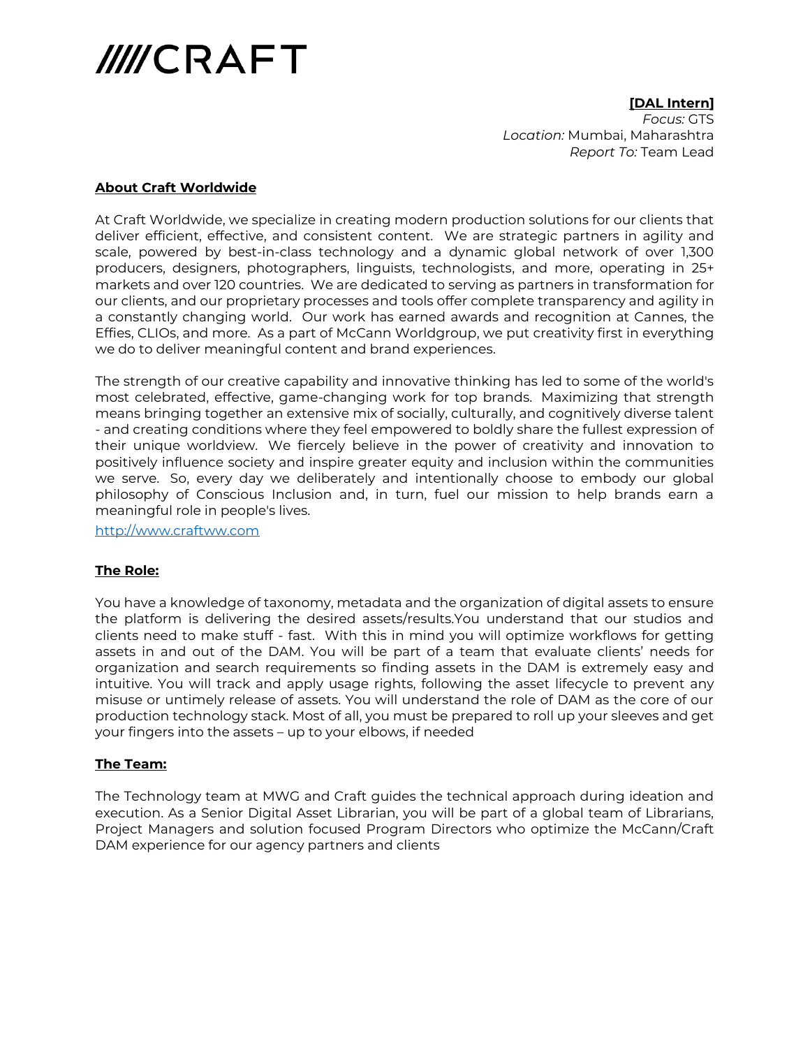# ////CRAFT

**[DAL Intern]**
*Focus:* GTS
*Location:* Mumbai, Maharashtra
*Report To:* Team Lead

## About Craft Worldwide

At Craft Worldwide, we specialize in creating modern production solutions for our clients that deliver efficient, effective, and consistent content. We are strategic partners in agility and scale, powered by best-in-class technology and a dynamic global network of over 1,300 producers, designers, photographers, linguists, technologists, and more, operating in 25+ markets and over 120 countries. We are dedicated to serving as partners in transformation for our clients, and our proprietary processes and tools offer complete transparency and agility in a constantly changing world. Our work has earned awards and recognition at Cannes, the Effies, CLIOs, and more. As a part of McCann Worldgroup, we put creativity first in everything we do to deliver meaningful content and brand experiences.

The strength of our creative capability and innovative thinking has led to some of the world's most celebrated, effective, game-changing work for top brands. Maximizing that strength means bringing together an extensive mix of socially, culturally, and cognitively diverse talent - and creating conditions where they feel empowered to boldly share the fullest expression of their unique worldview. We fiercely believe in the power of creativity and innovation to positively influence society and inspire greater equity and inclusion within the communities we serve. So, every day we deliberately and intentionally choose to embody our global philosophy of Conscious Inclusion and, in turn, fuel our mission to help brands earn a meaningful role in people's lives.

http://www.craftww.com

## The Role:

You have a knowledge of taxonomy, metadata and the organization of digital assets to ensure the platform is delivering the desired assets/results.You understand that our studios and clients need to make stuff - fast. With this in mind you will optimize workflows for getting assets in and out of the DAM. You will be part of a team that evaluate clients' needs for organization and search requirements so finding assets in the DAM is extremely easy and intuitive. You will track and apply usage rights, following the asset lifecycle to prevent any misuse or untimely release of assets. You will understand the role of DAM as the core of our production technology stack. Most of all, you must be prepared to roll up your sleeves and get your fingers into the assets – up to your elbows, if needed

## The Team:

The Technology team at MWG and Craft guides the technical approach during ideation and execution. As a Senior Digital Asset Librarian, you will be part of a global team of Librarians, Project Managers and solution focused Program Directors who optimize the McCann/Craft DAM experience for our agency partners and clients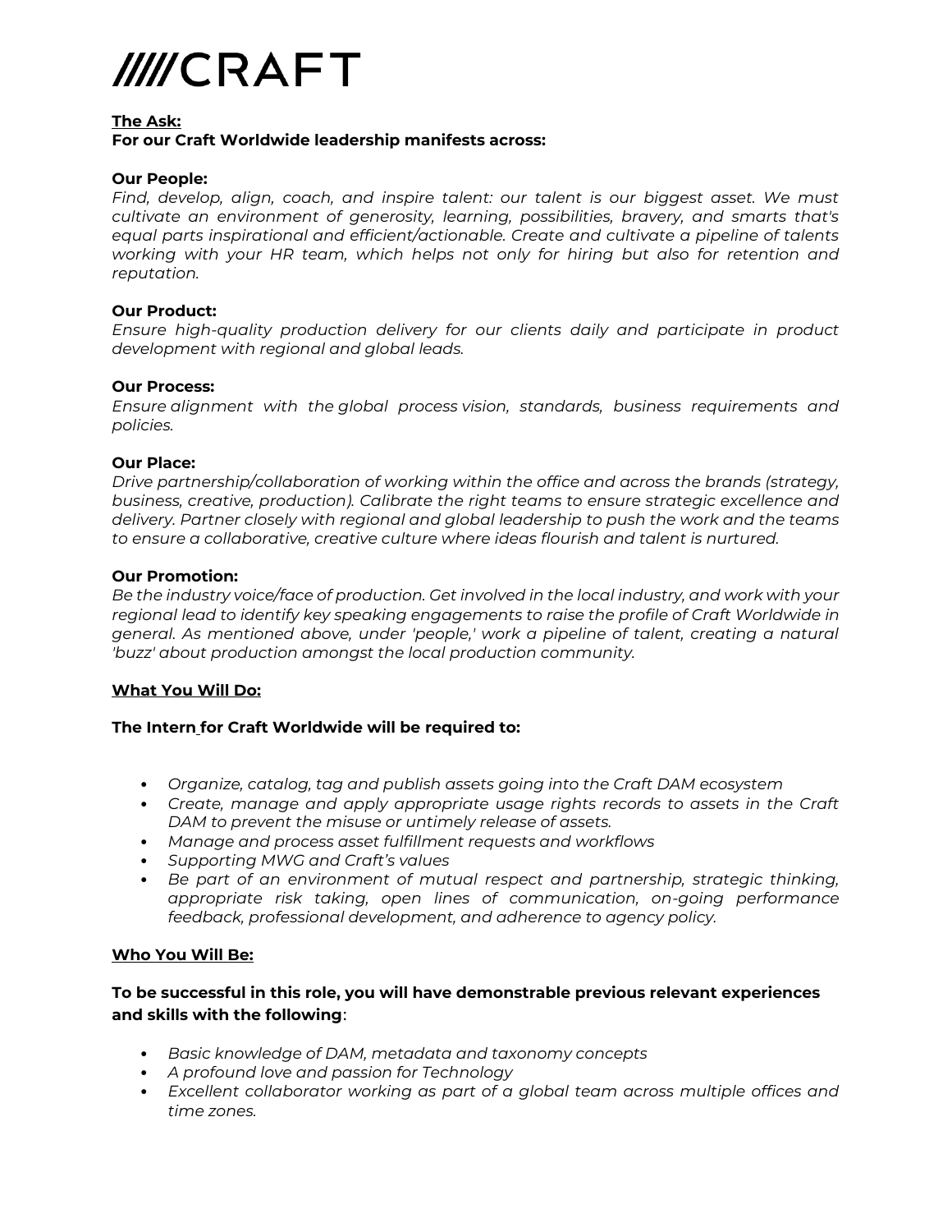# ////CRAFT

**The Ask:**
**For our Craft Worldwide leadership manifests across:**

**Our People:**
*Find, develop, align, coach, and inspire talent: our talent is our biggest asset. We must cultivate an environment of generosity, learning, possibilities, bravery, and smarts that's equal parts inspirational and efficient/actionable. Create and cultivate a pipeline of talents working with your HR team, which helps not only for hiring but also for retention and reputation.*

**Our Product:**
*Ensure high-quality production delivery for our clients daily and participate in product development with regional and global leads.*

**Our Process:**
*Ensure alignment with the global process vision, standards, business requirements and policies.*

**Our Place:**
*Drive partnership/collaboration of working within the office and across the brands (strategy, business, creative, production). Calibrate the right teams to ensure strategic excellence and delivery. Partner closely with regional and global leadership to push the work and the teams to ensure a collaborative, creative culture where ideas flourish and talent is nurtured.*

**Our Promotion:**
*Be the industry voice/face of production. Get involved in the local industry, and work with your regional lead to identify key speaking engagements to raise the profile of Craft Worldwide in general. As mentioned above, under 'people,' work a pipeline of talent, creating a natural 'buzz' about production amongst the local production community.*

**What You Will Do:**

**The Intern for Craft Worldwide will be required to:**

- *Organize, catalog, tag and publish assets going into the Craft DAM ecosystem*
- *Create, manage and apply appropriate usage rights records to assets in the Craft DAM to prevent the misuse or untimely release of assets.*
- *Manage and process asset fulfillment requests and workflows*
- *Supporting MWG and Craft's values*
- *Be part of an environment of mutual respect and partnership, strategic thinking, appropriate risk taking, open lines of communication, on-going performance feedback, professional development, and adherence to agency policy.*

**Who You Will Be:**

**To be successful in this role, you will have demonstrable previous relevant experiences and skills with the following**:

- *Basic knowledge of DAM, metadata and taxonomy concepts*
- *A profound love and passion for Technology*
- *Excellent collaborator working as part of a global team across multiple offices and time zones.*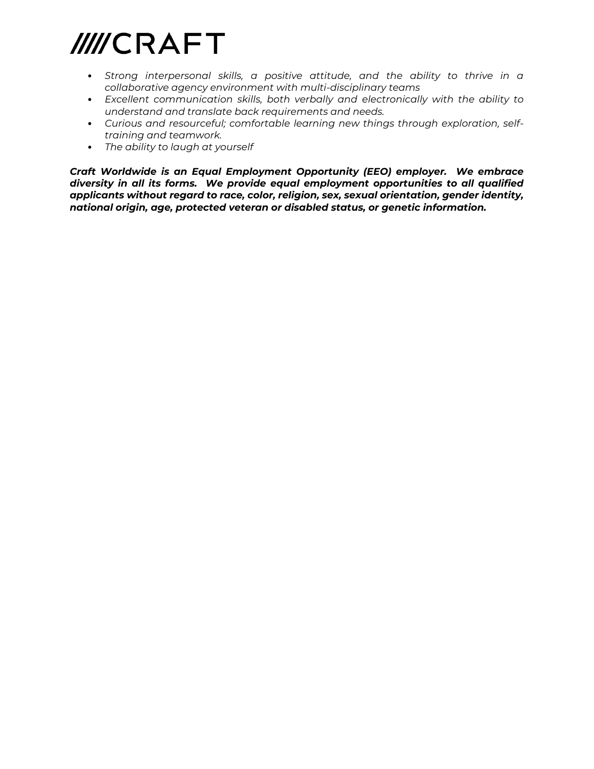- *Strong interpersonal skills, a positive attitude, and the ability to thrive in a collaborative agency environment with multi-disciplinary teams*
- *Excellent communication skills, both verbally and electronically with the ability to understand and translate back requirements and needs.*
- *Curious and resourceful; comfortable learning new things through exploration, self-training and teamwork.*
- *The ability to laugh at yourself*

***Craft Worldwide is an Equal Employment Opportunity (EEO) employer. We embrace diversity in all its forms. We provide equal employment opportunities to all qualified applicants without regard to race, color, religion, sex, sexual orientation, gender identity, national origin, age, protected veteran or disabled status, or genetic information.***